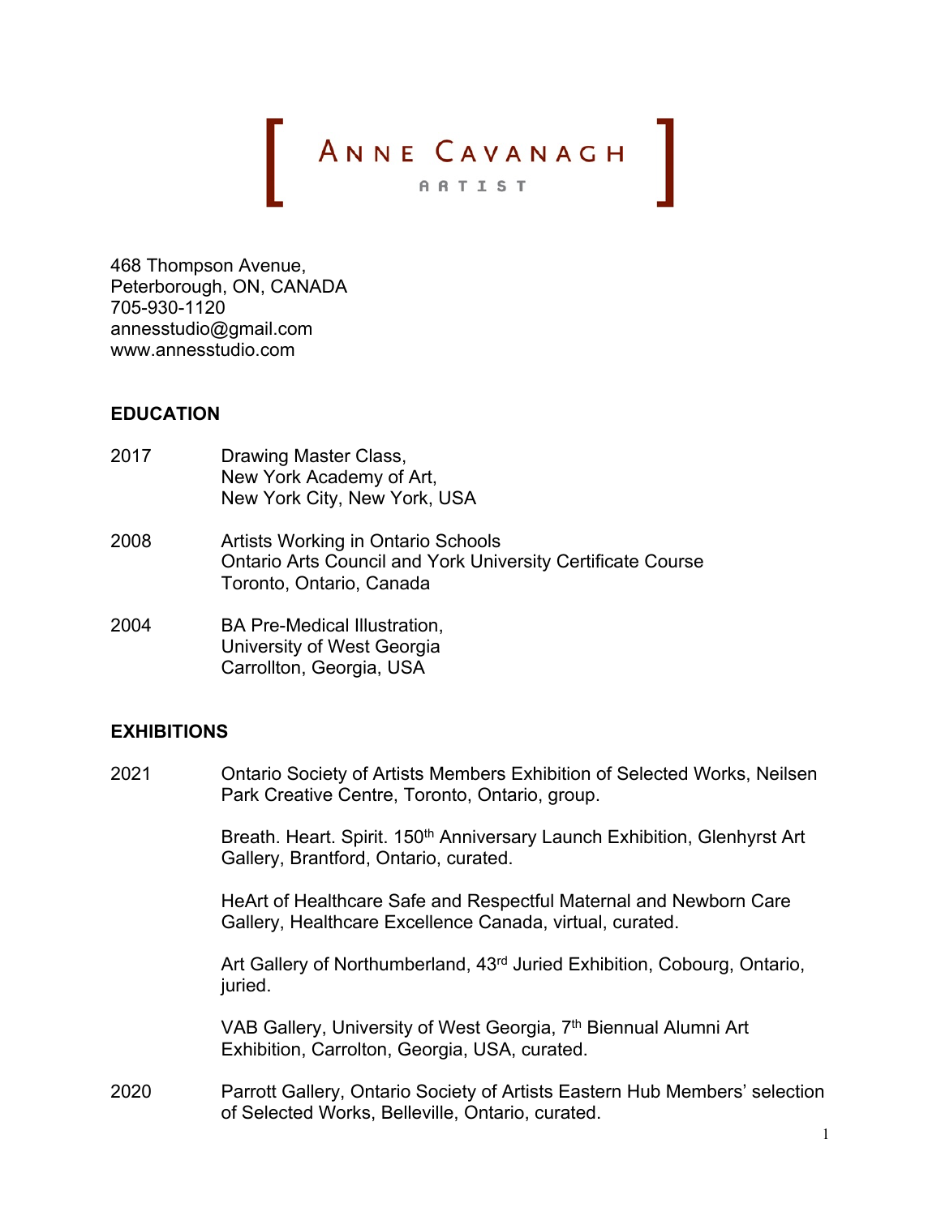# ANNE CAVANAGH

ARTIST

468 Thompson Avenue,
Peterborough, ON, CANADA
705-930-1120
annesstudio@gmail.com
www.annesstudio.com

## EDUCATION

2017 — Drawing Master Class,
New York Academy of Art,
New York City, New York, USA

2008 — Artists Working in Ontario Schools
Ontario Arts Council and York University Certificate Course
Toronto, Ontario, Canada

2004 — BA Pre-Medical Illustration,
University of West Georgia
Carrollton, Georgia, USA

## EXHIBITIONS

2021 — Ontario Society of Artists Members Exhibition of Selected Works, Neilsen Park Creative Centre, Toronto, Ontario, group.

Breath. Heart. Spirit. 150th Anniversary Launch Exhibition, Glenhyrst Art Gallery, Brantford, Ontario, curated.

HeArt of Healthcare Safe and Respectful Maternal and Newborn Care Gallery, Healthcare Excellence Canada, virtual, curated.

Art Gallery of Northumberland, 43rd Juried Exhibition, Cobourg, Ontario, juried.

VAB Gallery, University of West Georgia, 7th Biennual Alumni Art Exhibition, Carrolton, Georgia, USA, curated.

2020 — Parrott Gallery, Ontario Society of Artists Eastern Hub Members' selection of Selected Works, Belleville, Ontario, curated.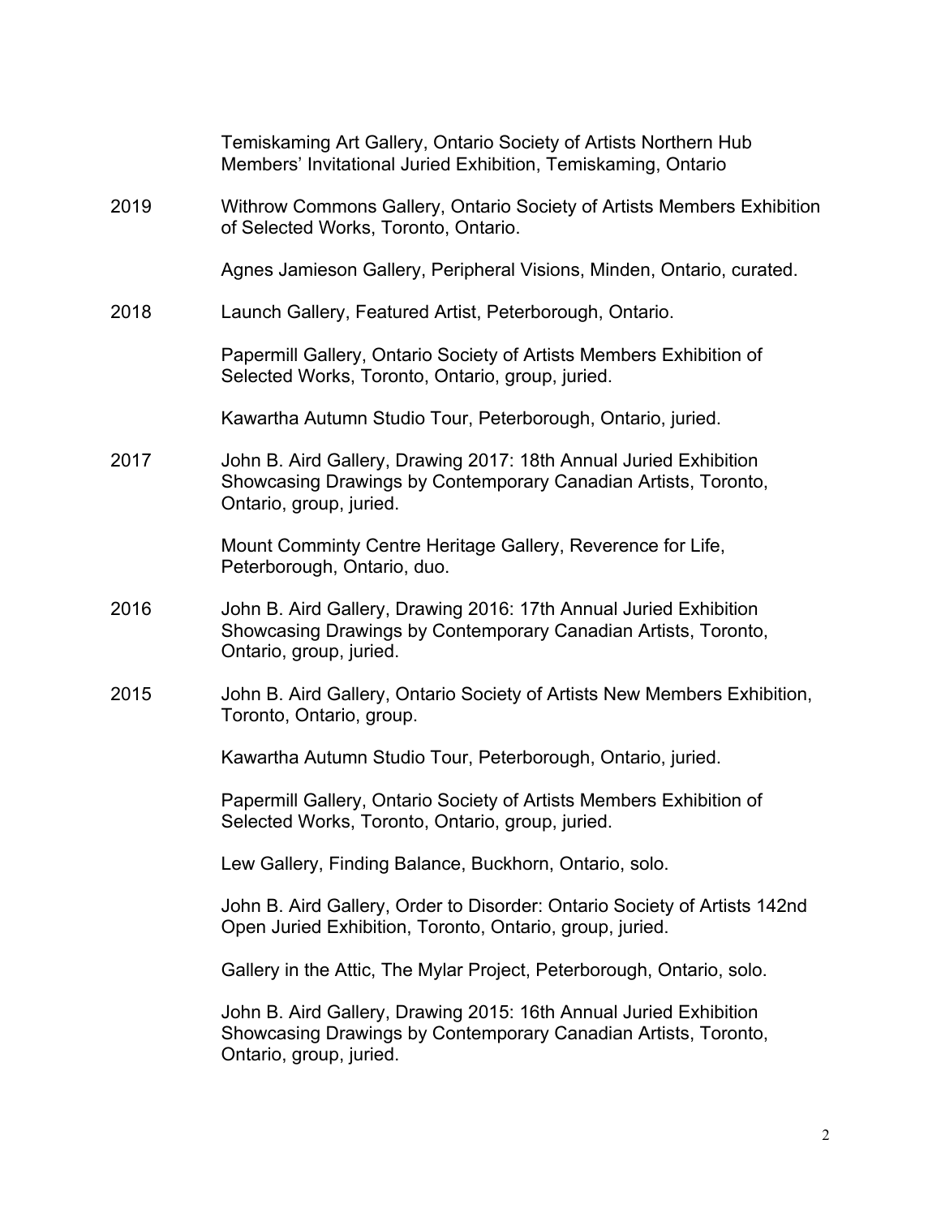Temiskaming Art Gallery, Ontario Society of Artists Northern Hub Members' Invitational Juried Exhibition, Temiskaming, Ontario

2019 Withrow Commons Gallery, Ontario Society of Artists Members Exhibition of Selected Works, Toronto, Ontario.

Agnes Jamieson Gallery, Peripheral Visions, Minden, Ontario, curated.

2018 Launch Gallery, Featured Artist, Peterborough, Ontario.

Papermill Gallery, Ontario Society of Artists Members Exhibition of Selected Works, Toronto, Ontario, group, juried.

Kawartha Autumn Studio Tour, Peterborough, Ontario, juried.

2017 John B. Aird Gallery, Drawing 2017: 18th Annual Juried Exhibition Showcasing Drawings by Contemporary Canadian Artists, Toronto, Ontario, group, juried.

Mount Comminty Centre Heritage Gallery, Reverence for Life, Peterborough, Ontario, duo.

2016 John B. Aird Gallery, Drawing 2016: 17th Annual Juried Exhibition Showcasing Drawings by Contemporary Canadian Artists, Toronto, Ontario, group, juried.

2015 John B. Aird Gallery, Ontario Society of Artists New Members Exhibition, Toronto, Ontario, group.

Kawartha Autumn Studio Tour, Peterborough, Ontario, juried.

Papermill Gallery, Ontario Society of Artists Members Exhibition of Selected Works, Toronto, Ontario, group, juried.

Lew Gallery, Finding Balance, Buckhorn, Ontario, solo.

John B. Aird Gallery, Order to Disorder: Ontario Society of Artists 142nd Open Juried Exhibition, Toronto, Ontario, group, juried.

Gallery in the Attic, The Mylar Project, Peterborough, Ontario, solo.

John B. Aird Gallery, Drawing 2015: 16th Annual Juried Exhibition Showcasing Drawings by Contemporary Canadian Artists, Toronto, Ontario, group, juried.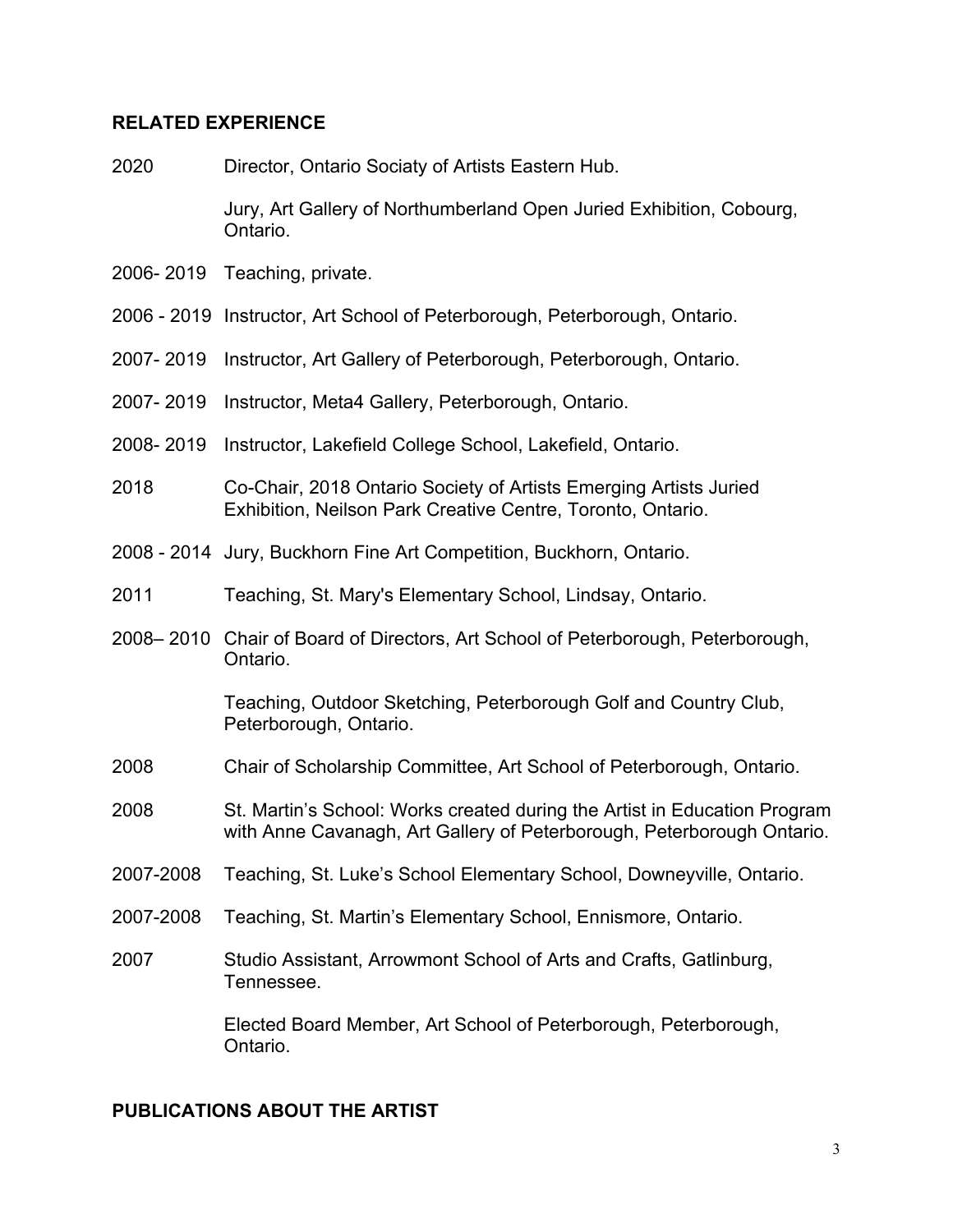## RELATED EXPERIENCE

2020 Director, Ontario Sociaty of Artists Eastern Hub.

Jury, Art Gallery of Northumberland Open Juried Exhibition, Cobourg, Ontario.

2006- 2019 Teaching, private.

2006 - 2019 Instructor, Art School of Peterborough, Peterborough, Ontario.

2007- 2019 Instructor, Art Gallery of Peterborough, Peterborough, Ontario.

2007- 2019 Instructor, Meta4 Gallery, Peterborough, Ontario.

2008- 2019 Instructor, Lakefield College School, Lakefield, Ontario.

2018 Co-Chair, 2018 Ontario Society of Artists Emerging Artists Juried Exhibition, Neilson Park Creative Centre, Toronto, Ontario.

2008 - 2014 Jury, Buckhorn Fine Art Competition, Buckhorn, Ontario.

2011 Teaching, St. Mary's Elementary School, Lindsay, Ontario.

2008– 2010 Chair of Board of Directors, Art School of Peterborough, Peterborough, Ontario.

Teaching, Outdoor Sketching, Peterborough Golf and Country Club, Peterborough, Ontario.

2008 Chair of Scholarship Committee, Art School of Peterborough, Ontario.

2008 St. Martin's School: Works created during the Artist in Education Program with Anne Cavanagh, Art Gallery of Peterborough, Peterborough Ontario.

2007-2008 Teaching, St. Luke's School Elementary School, Downeyville, Ontario.

2007-2008 Teaching, St. Martin's Elementary School, Ennismore, Ontario.

2007 Studio Assistant, Arrowmont School of Arts and Crafts, Gatlinburg, Tennessee.

Elected Board Member, Art School of Peterborough, Peterborough, Ontario.

## PUBLICATIONS ABOUT THE ARTIST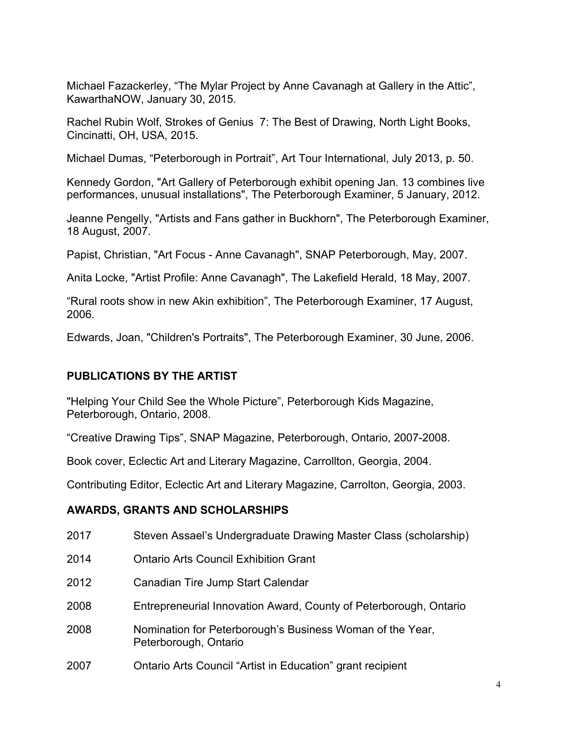Michael Fazackerley, “The Mylar Project by Anne Cavanagh at Gallery in the Attic”, KawarthaNOW, January 30, 2015.

Rachel Rubin Wolf, Strokes of Genius 7: The Best of Drawing, North Light Books, Cincinatti, OH, USA, 2015.

Michael Dumas, “Peterborough in Portrait”, Art Tour International, July 2013, p. 50.

Kennedy Gordon, "Art Gallery of Peterborough exhibit opening Jan. 13 combines live performances, unusual installations", The Peterborough Examiner, 5 January, 2012.

Jeanne Pengelly, "Artists and Fans gather in Buckhorn", The Peterborough Examiner, 18 August, 2007.

Papist, Christian, "Art Focus - Anne Cavanagh", SNAP Peterborough, May, 2007.

Anita Locke, "Artist Profile: Anne Cavanagh", The Lakefield Herald, 18 May, 2007.

“Rural roots show in new Akin exhibition”, The Peterborough Examiner, 17 August, 2006.

Edwards, Joan, "Children's Portraits", The Peterborough Examiner, 30 June, 2006.

## PUBLICATIONS BY THE ARTIST

"Helping Your Child See the Whole Picture”, Peterborough Kids Magazine, Peterborough, Ontario, 2008.

“Creative Drawing Tips”, SNAP Magazine, Peterborough, Ontario, 2007-2008.

Book cover, Eclectic Art and Literary Magazine, Carrollton, Georgia, 2004.

Contributing Editor, Eclectic Art and Literary Magazine, Carrolton, Georgia, 2003.

## AWARDS, GRANTS AND SCHOLARSHIPS

| | |
|---|---|
| 2017 | Steven Assael’s Undergraduate Drawing Master Class (scholarship) |
| 2014 | Ontario Arts Council Exhibition Grant |
| 2012 | Canadian Tire Jump Start Calendar |
| 2008 | Entrepreneurial Innovation Award, County of Peterborough, Ontario |
| 2008 | Nomination for Peterborough’s Business Woman of the Year, Peterborough, Ontario |
| 2007 | Ontario Arts Council “Artist in Education” grant recipient |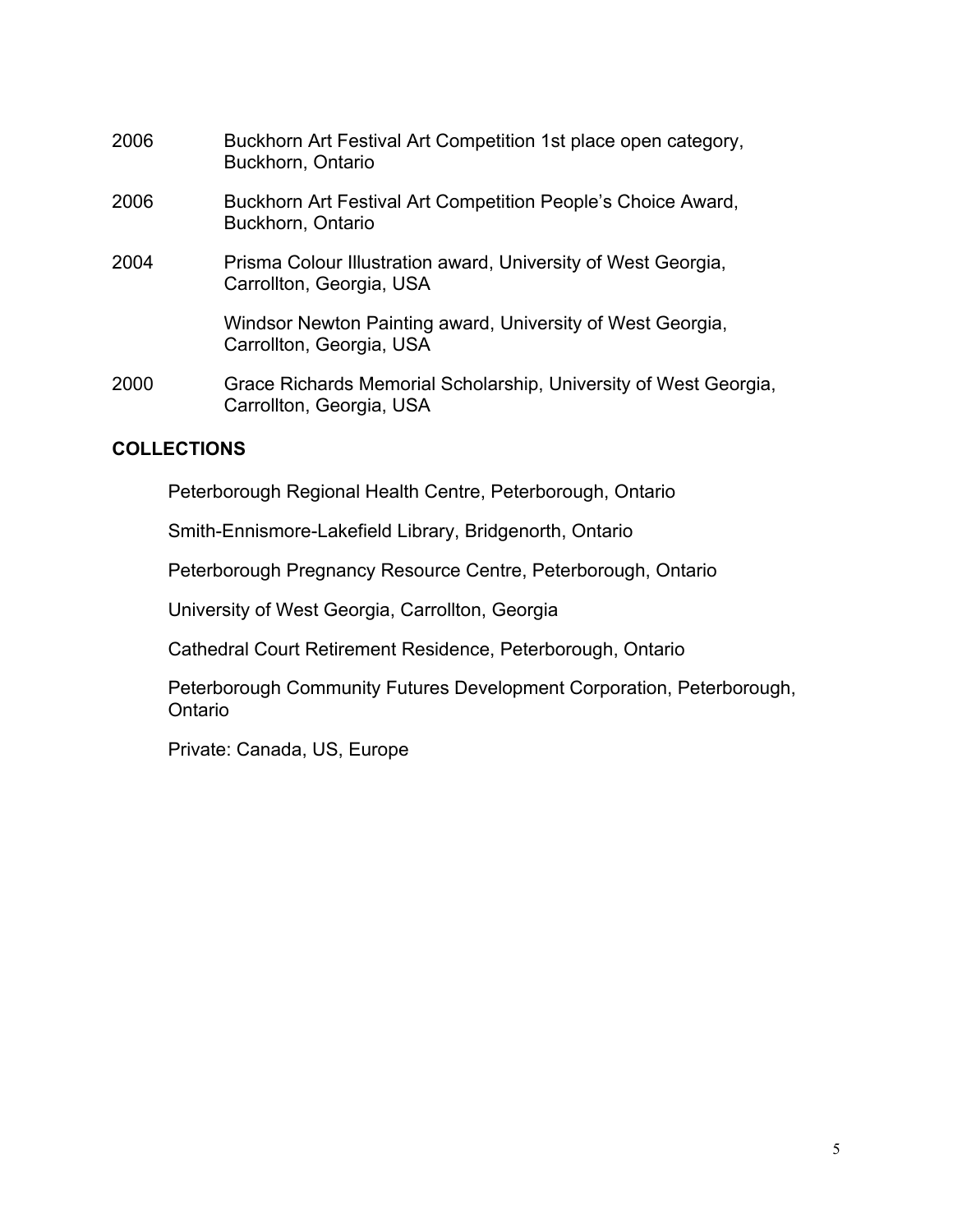2006 Buckhorn Art Festival Art Competition 1st place open category, Buckhorn, Ontario

2006 Buckhorn Art Festival Art Competition People's Choice Award, Buckhorn, Ontario

2004 Prisma Colour Illustration award, University of West Georgia, Carrollton, Georgia, USA

Windsor Newton Painting award, University of West Georgia, Carrollton, Georgia, USA

2000 Grace Richards Memorial Scholarship, University of West Georgia, Carrollton, Georgia, USA

**COLLECTIONS**

Peterborough Regional Health Centre, Peterborough, Ontario

Smith-Ennismore-Lakefield Library, Bridgenorth, Ontario

Peterborough Pregnancy Resource Centre, Peterborough, Ontario

University of West Georgia, Carrollton, Georgia

Cathedral Court Retirement Residence, Peterborough, Ontario

Peterborough Community Futures Development Corporation, Peterborough, Ontario

Private: Canada, US, Europe